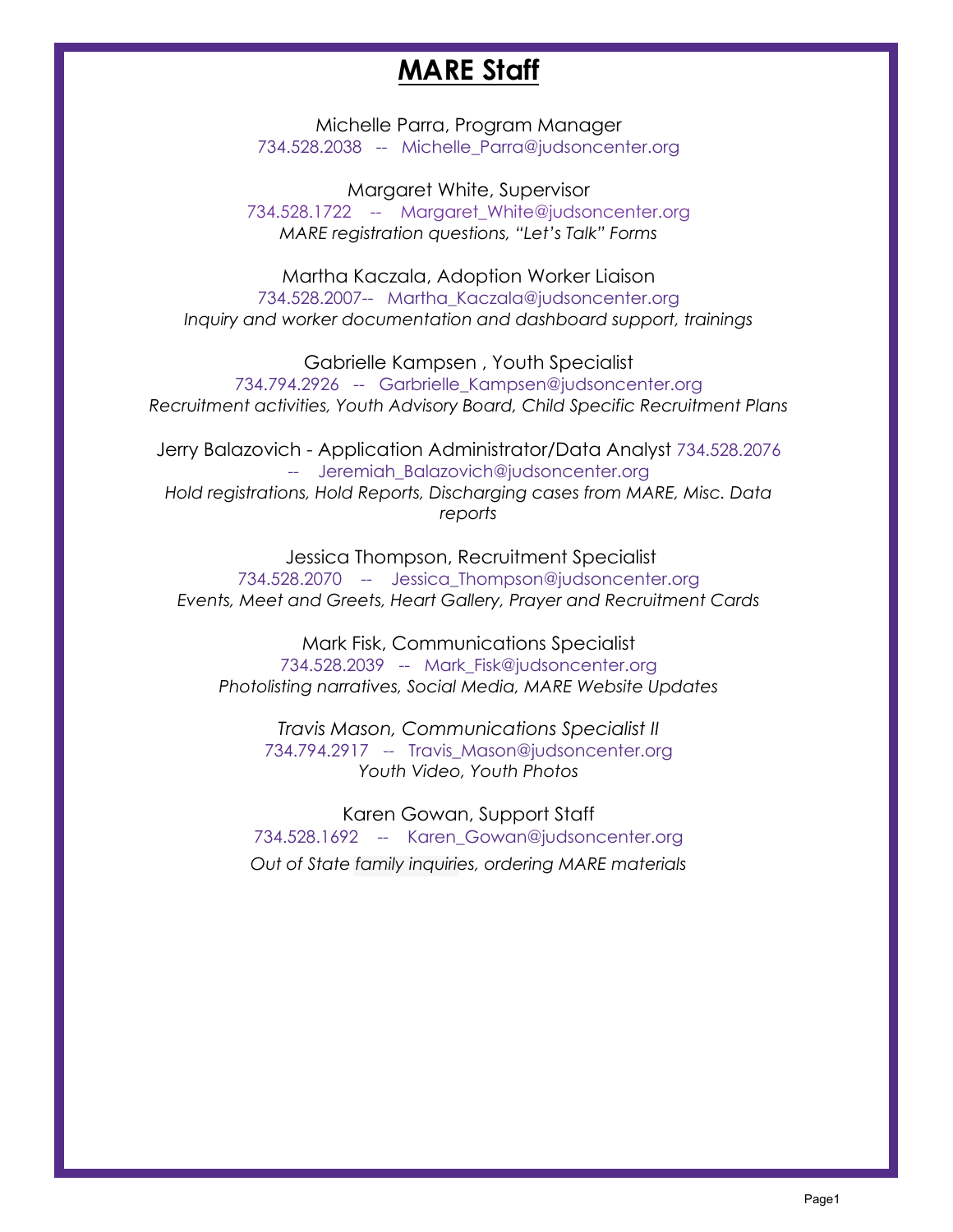# MARE Staff

Michelle Parra, Program Manager
734.528.2038 -- Michelle_Parra@judsoncenter.org

Margaret White, Supervisor
734.528.1722 -- Margaret_White@judsoncenter.org
*MARE registration questions, "Let's Talk" Forms*

Martha Kaczala, Adoption Worker Liaison
734.528.2007-- Martha_Kaczala@judsoncenter.org
*Inquiry and worker documentation and dashboard support, trainings*

Gabrielle Kampsen , Youth Specialist
734.794.2926 -- Garbrielle_Kampsen@judsoncenter.org
*Recruitment activities, Youth Advisory Board, Child Specific Recruitment Plans*

Jerry Balazovich - Application Administrator/Data Analyst 734.528.2076 -- Jeremiah_Balazovich@judsoncenter.org
*Hold registrations, Hold Reports, Discharging cases from MARE, Misc. Data reports*

Jessica Thompson, Recruitment Specialist
734.528.2070 -- Jessica_Thompson@judsoncenter.org
*Events, Meet and Greets, Heart Gallery, Prayer and Recruitment Cards*

Mark Fisk, Communications Specialist
734.528.2039 -- Mark_Fisk@judsoncenter.org
*Photolisting narratives, Social Media, MARE Website Updates*

*Travis Mason, Communications Specialist II*
734.794.2917 -- Travis_Mason@judsoncenter.org
*Youth Video, Youth Photos*

Karen Gowan, Support Staff
734.528.1692 -- Karen_Gowan@judsoncenter.org
*Out of State family inquiries, ordering MARE materials*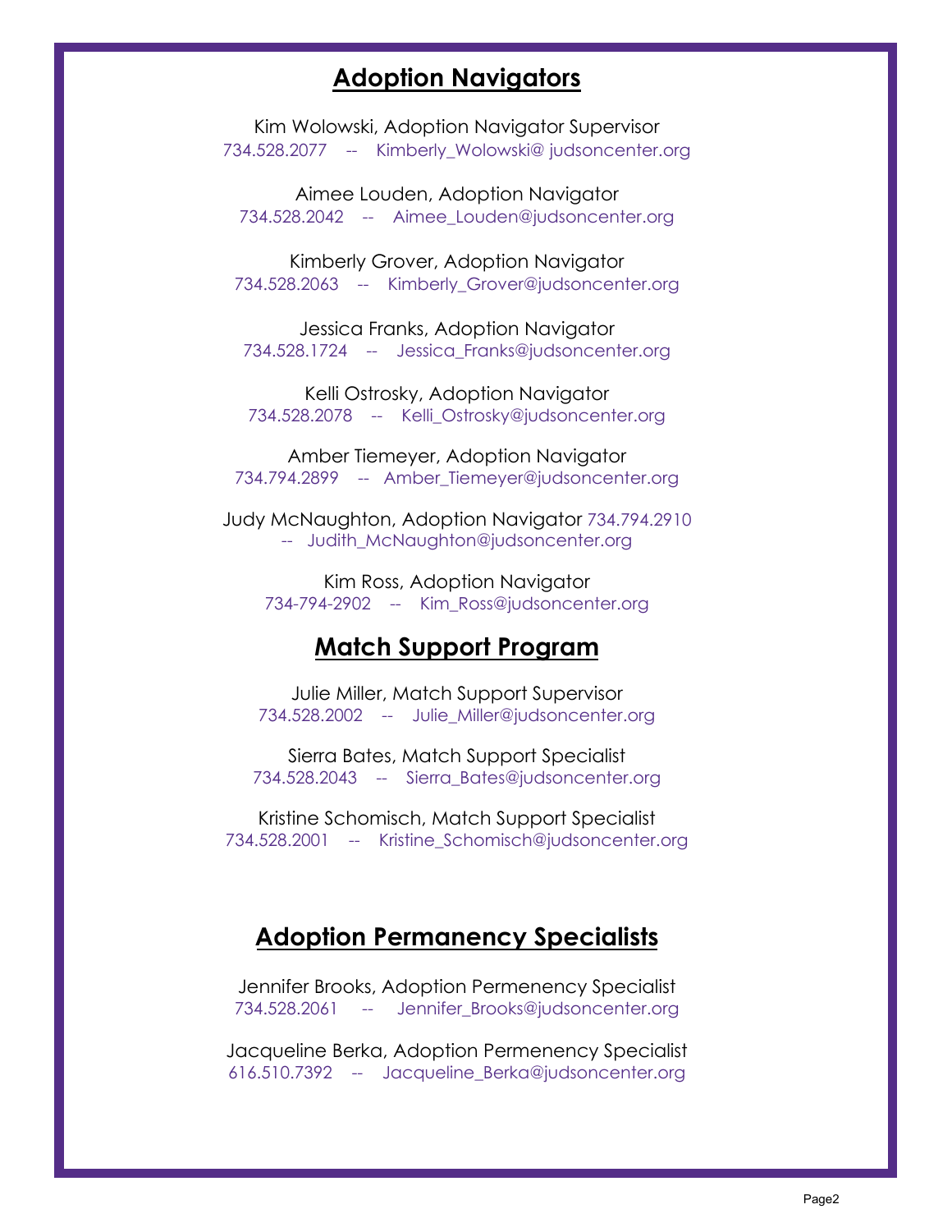## Adoption Navigators

Kim Wolowski, Adoption Navigator Supervisor
734.528.2077 -- Kimberly_Wolowski@ judsoncenter.org

Aimee Louden, Adoption Navigator
734.528.2042 -- Aimee_Louden@judsoncenter.org

Kimberly Grover, Adoption Navigator
734.528.2063 -- Kimberly_Grover@judsoncenter.org

Jessica Franks, Adoption Navigator
734.528.1724 -- Jessica_Franks@judsoncenter.org

Kelli Ostrosky, Adoption Navigator
734.528.2078 -- Kelli_Ostrosky@judsoncenter.org

Amber Tiemeyer, Adoption Navigator
734.794.2899 -- Amber_Tiemeyer@judsoncenter.org

Judy McNaughton, Adoption Navigator 734.794.2910
-- Judith_McNaughton@judsoncenter.org

Kim Ross, Adoption Navigator
734-794-2902 -- Kim_Ross@judsoncenter.org

## Match Support Program

Julie Miller, Match Support Supervisor
734.528.2002 -- Julie_Miller@judsoncenter.org

Sierra Bates, Match Support Specialist
734.528.2043 -- Sierra_Bates@judsoncenter.org

Kristine Schomisch, Match Support Specialist
734.528.2001 -- Kristine_Schomisch@judsoncenter.org

## Adoption Permanency Specialists

Jennifer Brooks, Adoption Permenency Specialist
734.528.2061 -- Jennifer_Brooks@judsoncenter.org

Jacqueline Berka, Adoption Permenency Specialist
616.510.7392 -- Jacqueline_Berka@judsoncenter.org